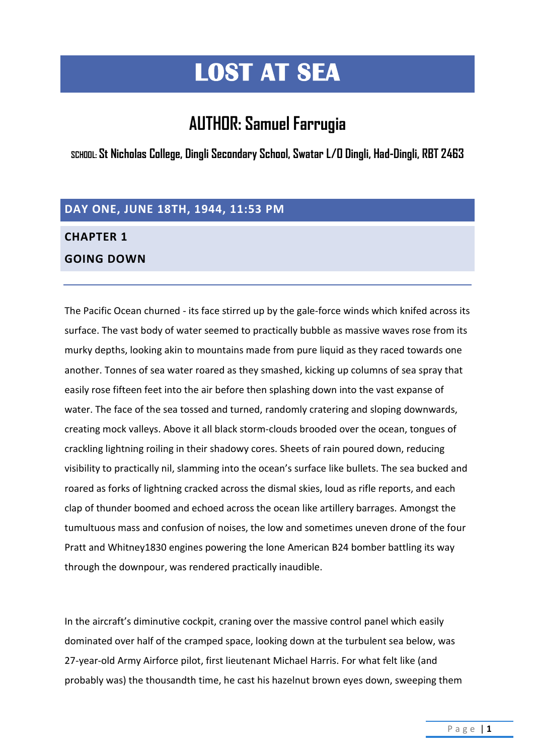# LOST AT SEA

## AUTHOR: Samuel Farrugia

**SCHOOL: St Nicholas College, Dingli Secondary School, Swatar L/O Dingli, Had-Dingli, RBT 2463**

## DAY ONE, JUNE 18TH, 1944, 11:53 PM

### CHAPTER 1
### GOING DOWN

The Pacific Ocean churned - its face stirred up by the gale-force winds which knifed across its surface. The vast body of water seemed to practically bubble as massive waves rose from its murky depths, looking akin to mountains made from pure liquid as they raced towards one another. Tonnes of sea water roared as they smashed, kicking up columns of sea spray that easily rose fifteen feet into the air before then splashing down into the vast expanse of water. The face of the sea tossed and turned, randomly cratering and sloping downwards, creating mock valleys. Above it all black storm-clouds brooded over the ocean, tongues of crackling lightning roiling in their shadowy cores. Sheets of rain poured down, reducing visibility to practically nil, slamming into the ocean's surface like bullets. The sea bucked and roared as forks of lightning cracked across the dismal skies, loud as rifle reports, and each clap of thunder boomed and echoed across the ocean like artillery barrages. Amongst the tumultuous mass and confusion of noises, the low and sometimes uneven drone of the four Pratt and Whitney1830 engines powering the lone American B24 bomber battling its way through the downpour, was rendered practically inaudible.

In the aircraft's diminutive cockpit, craning over the massive control panel which easily dominated over half of the cramped space, looking down at the turbulent sea below, was 27-year-old Army Airforce pilot, first lieutenant Michael Harris. For what felt like (and probably was) the thousandth time, he cast his hazelnut brown eyes down, sweeping them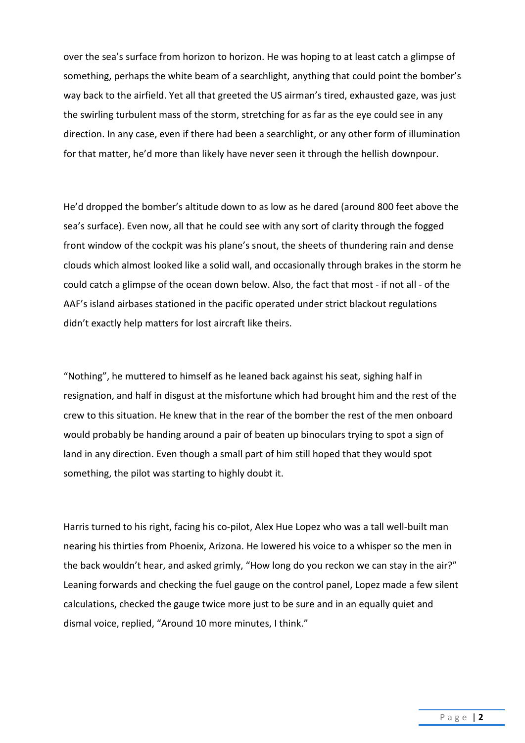over the sea's surface from horizon to horizon. He was hoping to at least catch a glimpse of something, perhaps the white beam of a searchlight, anything that could point the bomber's way back to the airfield. Yet all that greeted the US airman's tired, exhausted gaze, was just the swirling turbulent mass of the storm, stretching for as far as the eye could see in any direction. In any case, even if there had been a searchlight, or any other form of illumination for that matter, he'd more than likely have never seen it through the hellish downpour.

He'd dropped the bomber's altitude down to as low as he dared (around 800 feet above the sea's surface). Even now, all that he could see with any sort of clarity through the fogged front window of the cockpit was his plane's snout, the sheets of thundering rain and dense clouds which almost looked like a solid wall, and occasionally through brakes in the storm he could catch a glimpse of the ocean down below. Also, the fact that most - if not all - of the AAF's island airbases stationed in the pacific operated under strict blackout regulations didn't exactly help matters for lost aircraft like theirs.

"Nothing", he muttered to himself as he leaned back against his seat, sighing half in resignation, and half in disgust at the misfortune which had brought him and the rest of the crew to this situation. He knew that in the rear of the bomber the rest of the men onboard would probably be handing around a pair of beaten up binoculars trying to spot a sign of land in any direction. Even though a small part of him still hoped that they would spot something, the pilot was starting to highly doubt it.

Harris turned to his right, facing his co-pilot, Alex Hue Lopez who was a tall well-built man nearing his thirties from Phoenix, Arizona. He lowered his voice to a whisper so the men in the back wouldn't hear, and asked grimly, "How long do you reckon we can stay in the air?" Leaning forwards and checking the fuel gauge on the control panel, Lopez made a few silent calculations, checked the gauge twice more just to be sure and in an equally quiet and dismal voice, replied, "Around 10 more minutes, I think."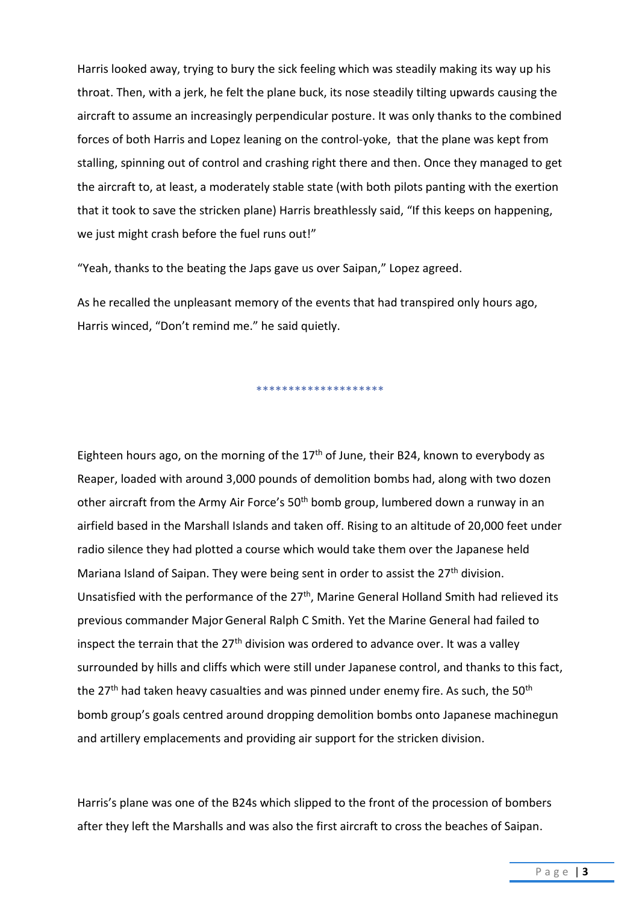Harris looked away, trying to bury the sick feeling which was steadily making its way up his throat. Then, with a jerk, he felt the plane buck, its nose steadily tilting upwards causing the aircraft to assume an increasingly perpendicular posture. It was only thanks to the combined forces of both Harris and Lopez leaning on the control-yoke, that the plane was kept from stalling, spinning out of control and crashing right there and then. Once they managed to get the aircraft to, at least, a moderately stable state (with both pilots panting with the exertion that it took to save the stricken plane) Harris breathlessly said, "If this keeps on happening, we just might crash before the fuel runs out!"

"Yeah, thanks to the beating the Japs gave us over Saipan," Lopez agreed.

As he recalled the unpleasant memory of the events that had transpired only hours ago, Harris winced, "Don't remind me." he said quietly.

********************

Eighteen hours ago, on the morning of the 17th of June, their B24, known to everybody as Reaper, loaded with around 3,000 pounds of demolition bombs had, along with two dozen other aircraft from the Army Air Force's 50th bomb group, lumbered down a runway in an airfield based in the Marshall Islands and taken off. Rising to an altitude of 20,000 feet under radio silence they had plotted a course which would take them over the Japanese held Mariana Island of Saipan. They were being sent in order to assist the 27th division. Unsatisfied with the performance of the 27th, Marine General Holland Smith had relieved its previous commander Major General Ralph C Smith. Yet the Marine General had failed to inspect the terrain that the 27th division was ordered to advance over. It was a valley surrounded by hills and cliffs which were still under Japanese control, and thanks to this fact, the 27th had taken heavy casualties and was pinned under enemy fire. As such, the 50th bomb group's goals centred around dropping demolition bombs onto Japanese machinegun and artillery emplacements and providing air support for the stricken division.

Harris's plane was one of the B24s which slipped to the front of the procession of bombers after they left the Marshalls and was also the first aircraft to cross the beaches of Saipan.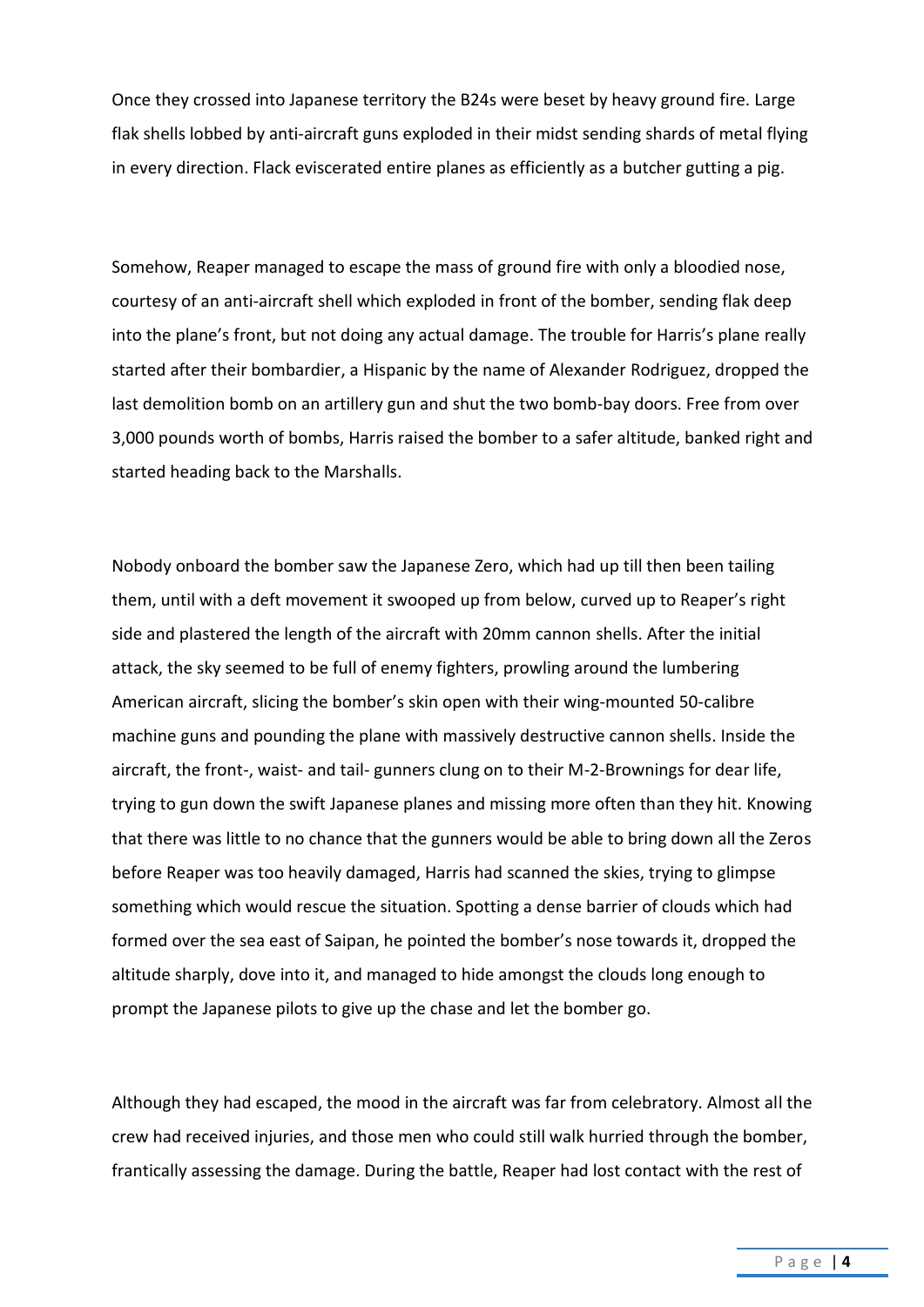Once they crossed into Japanese territory the B24s were beset by heavy ground fire. Large flak shells lobbed by anti-aircraft guns exploded in their midst sending shards of metal flying in every direction. Flack eviscerated entire planes as efficiently as a butcher gutting a pig.

Somehow, Reaper managed to escape the mass of ground fire with only a bloodied nose, courtesy of an anti-aircraft shell which exploded in front of the bomber, sending flak deep into the plane's front, but not doing any actual damage. The trouble for Harris's plane really started after their bombardier, a Hispanic by the name of Alexander Rodriguez, dropped the last demolition bomb on an artillery gun and shut the two bomb-bay doors. Free from over 3,000 pounds worth of bombs, Harris raised the bomber to a safer altitude, banked right and started heading back to the Marshalls.

Nobody onboard the bomber saw the Japanese Zero, which had up till then been tailing them, until with a deft movement it swooped up from below, curved up to Reaper's right side and plastered the length of the aircraft with 20mm cannon shells. After the initial attack, the sky seemed to be full of enemy fighters, prowling around the lumbering American aircraft, slicing the bomber's skin open with their wing-mounted 50-calibre machine guns and pounding the plane with massively destructive cannon shells. Inside the aircraft, the front-, waist- and tail- gunners clung on to their M-2-Brownings for dear life, trying to gun down the swift Japanese planes and missing more often than they hit. Knowing that there was little to no chance that the gunners would be able to bring down all the Zeros before Reaper was too heavily damaged, Harris had scanned the skies, trying to glimpse something which would rescue the situation. Spotting a dense barrier of clouds which had formed over the sea east of Saipan, he pointed the bomber's nose towards it, dropped the altitude sharply, dove into it, and managed to hide amongst the clouds long enough to prompt the Japanese pilots to give up the chase and let the bomber go.

Although they had escaped, the mood in the aircraft was far from celebratory. Almost all the crew had received injuries, and those men who could still walk hurried through the bomber, frantically assessing the damage. During the battle, Reaper had lost contact with the rest of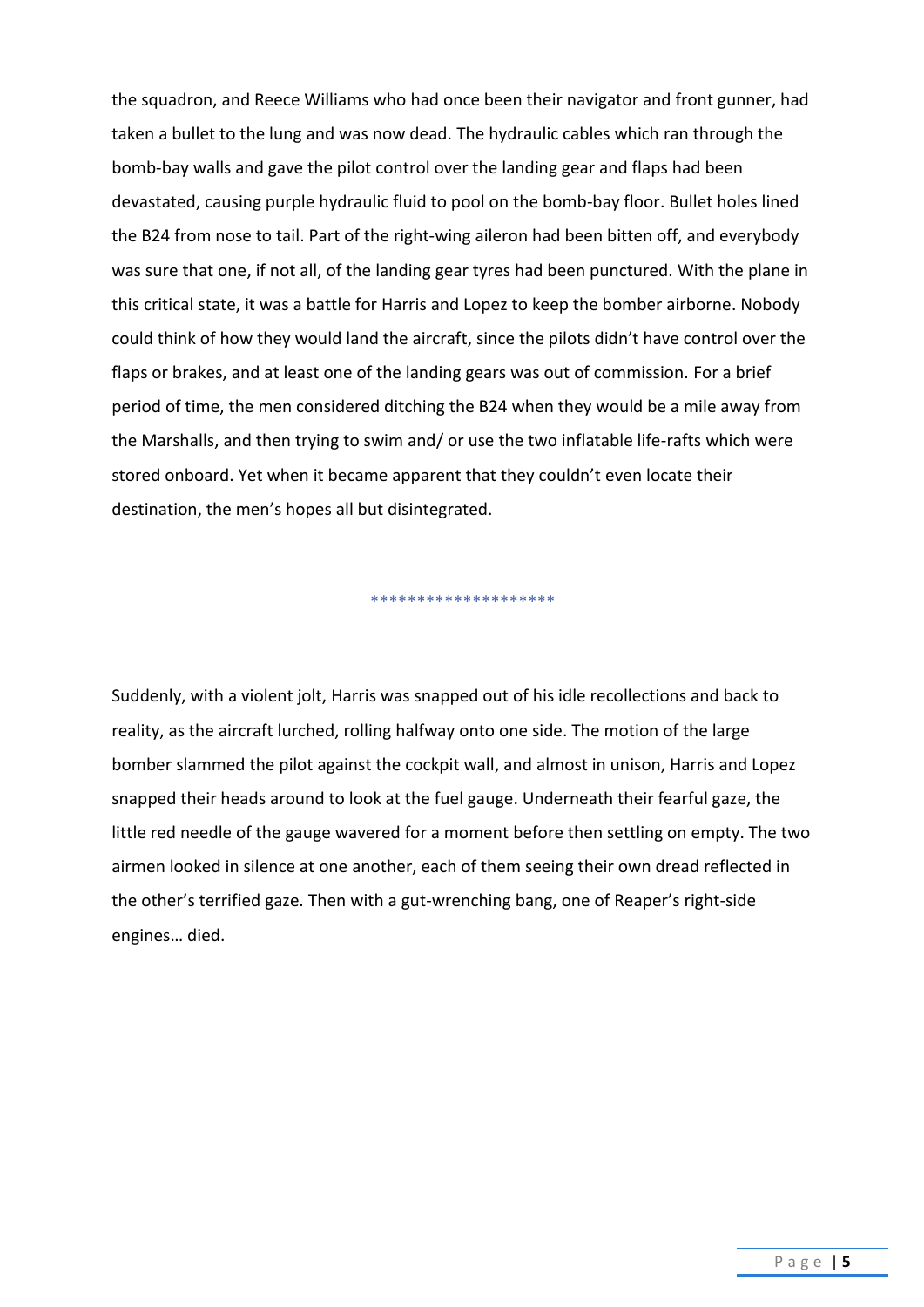the squadron, and Reece Williams who had once been their navigator and front gunner, had taken a bullet to the lung and was now dead. The hydraulic cables which ran through the bomb-bay walls and gave the pilot control over the landing gear and flaps had been devastated, causing purple hydraulic fluid to pool on the bomb-bay floor. Bullet holes lined the B24 from nose to tail. Part of the right-wing aileron had been bitten off, and everybody was sure that one, if not all, of the landing gear tyres had been punctured. With the plane in this critical state, it was a battle for Harris and Lopez to keep the bomber airborne. Nobody could think of how they would land the aircraft, since the pilots didn't have control over the flaps or brakes, and at least one of the landing gears was out of commission. For a brief period of time, the men considered ditching the B24 when they would be a mile away from the Marshalls, and then trying to swim and/ or use the two inflatable life-rafts which were stored onboard. Yet when it became apparent that they couldn't even locate their destination, the men's hopes all but disintegrated.

********************

Suddenly, with a violent jolt, Harris was snapped out of his idle recollections and back to reality, as the aircraft lurched, rolling halfway onto one side. The motion of the large bomber slammed the pilot against the cockpit wall, and almost in unison, Harris and Lopez snapped their heads around to look at the fuel gauge. Underneath their fearful gaze, the little red needle of the gauge wavered for a moment before then settling on empty. The two airmen looked in silence at one another, each of them seeing their own dread reflected in the other's terrified gaze. Then with a gut-wrenching bang, one of Reaper's right-side engines… died.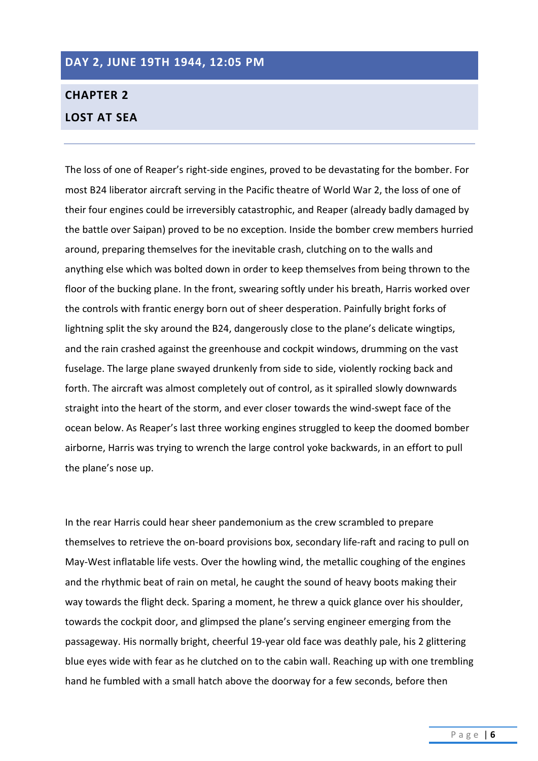## DAY 2, JUNE 19TH 1944, 12:05 PM

## CHAPTER 2

## LOST AT SEA

---

The loss of one of Reaper's right-side engines, proved to be devastating for the bomber. For most B24 liberator aircraft serving in the Pacific theatre of World War 2, the loss of one of their four engines could be irreversibly catastrophic, and Reaper (already badly damaged by the battle over Saipan) proved to be no exception. Inside the bomber crew members hurried around, preparing themselves for the inevitable crash, clutching on to the walls and anything else which was bolted down in order to keep themselves from being thrown to the floor of the bucking plane. In the front, swearing softly under his breath, Harris worked over the controls with frantic energy born out of sheer desperation. Painfully bright forks of lightning split the sky around the B24, dangerously close to the plane's delicate wingtips, and the rain crashed against the greenhouse and cockpit windows, drumming on the vast fuselage. The large plane swayed drunkenly from side to side, violently rocking back and forth. The aircraft was almost completely out of control, as it spiralled slowly downwards straight into the heart of the storm, and ever closer towards the wind-swept face of the ocean below. As Reaper's last three working engines struggled to keep the doomed bomber airborne, Harris was trying to wrench the large control yoke backwards, in an effort to pull the plane's nose up.

In the rear Harris could hear sheer pandemonium as the crew scrambled to prepare themselves to retrieve the on-board provisions box, secondary life-raft and racing to pull on May-West inflatable life vests. Over the howling wind, the metallic coughing of the engines and the rhythmic beat of rain on metal, he caught the sound of heavy boots making their way towards the flight deck. Sparing a moment, he threw a quick glance over his shoulder, towards the cockpit door, and glimpsed the plane's serving engineer emerging from the passageway. His normally bright, cheerful 19-year old face was deathly pale, his 2 glittering blue eyes wide with fear as he clutched on to the cabin wall. Reaching up with one trembling hand he fumbled with a small hatch above the doorway for a few seconds, before then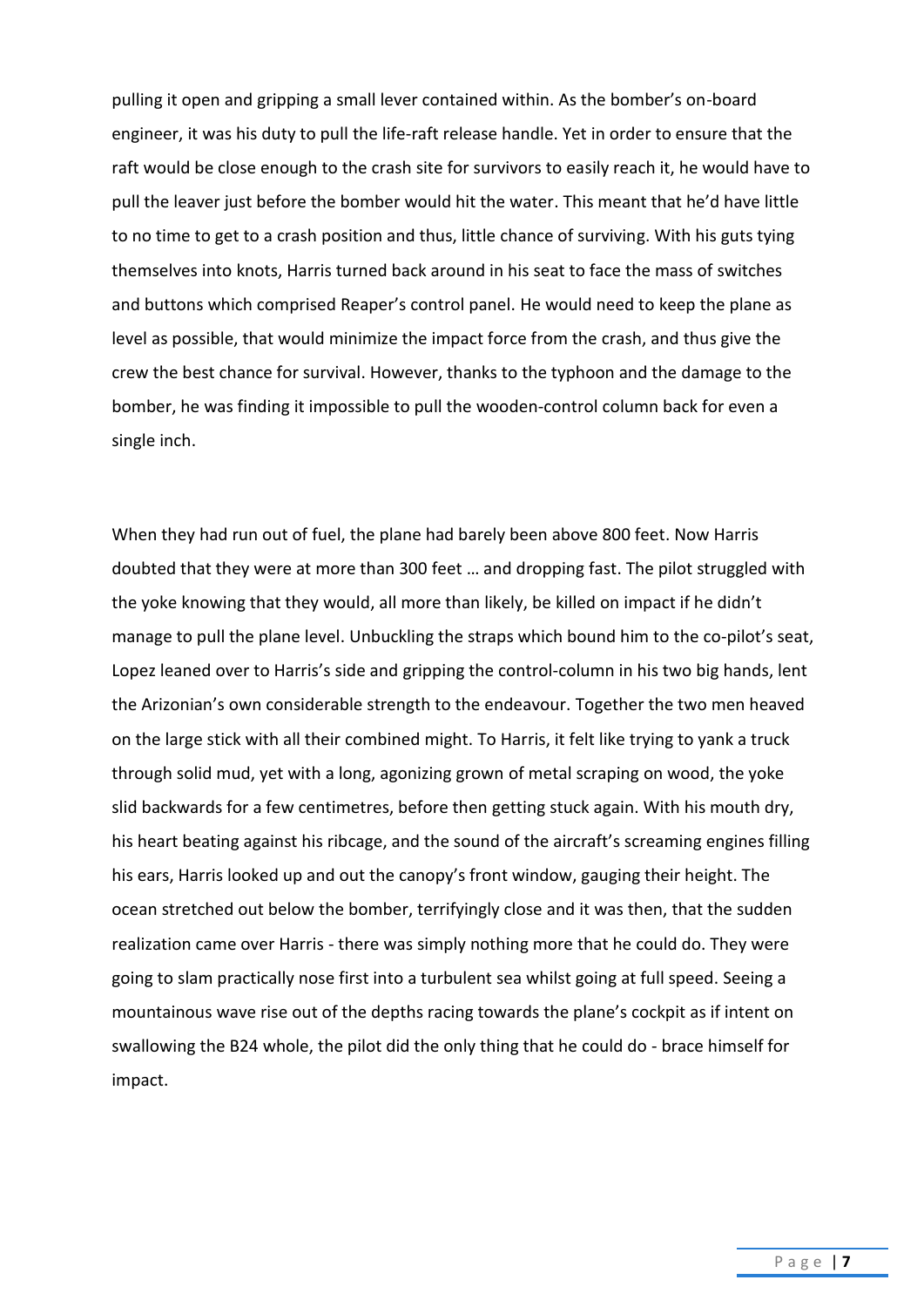pulling it open and gripping a small lever contained within. As the bomber's on-board engineer, it was his duty to pull the life-raft release handle. Yet in order to ensure that the raft would be close enough to the crash site for survivors to easily reach it, he would have to pull the leaver just before the bomber would hit the water. This meant that he'd have little to no time to get to a crash position and thus, little chance of surviving. With his guts tying themselves into knots, Harris turned back around in his seat to face the mass of switches and buttons which comprised Reaper's control panel. He would need to keep the plane as level as possible, that would minimize the impact force from the crash, and thus give the crew the best chance for survival. However, thanks to the typhoon and the damage to the bomber, he was finding it impossible to pull the wooden-control column back for even a single inch.

When they had run out of fuel, the plane had barely been above 800 feet. Now Harris doubted that they were at more than 300 feet … and dropping fast. The pilot struggled with the yoke knowing that they would, all more than likely, be killed on impact if he didn't manage to pull the plane level. Unbuckling the straps which bound him to the co-pilot's seat, Lopez leaned over to Harris's side and gripping the control-column in his two big hands, lent the Arizonian's own considerable strength to the endeavour. Together the two men heaved on the large stick with all their combined might. To Harris, it felt like trying to yank a truck through solid mud, yet with a long, agonizing grown of metal scraping on wood, the yoke slid backwards for a few centimetres, before then getting stuck again. With his mouth dry, his heart beating against his ribcage, and the sound of the aircraft's screaming engines filling his ears, Harris looked up and out the canopy's front window, gauging their height. The ocean stretched out below the bomber, terrifyingly close and it was then, that the sudden realization came over Harris - there was simply nothing more that he could do. They were going to slam practically nose first into a turbulent sea whilst going at full speed. Seeing a mountainous wave rise out of the depths racing towards the plane's cockpit as if intent on swallowing the B24 whole, the pilot did the only thing that he could do - brace himself for impact.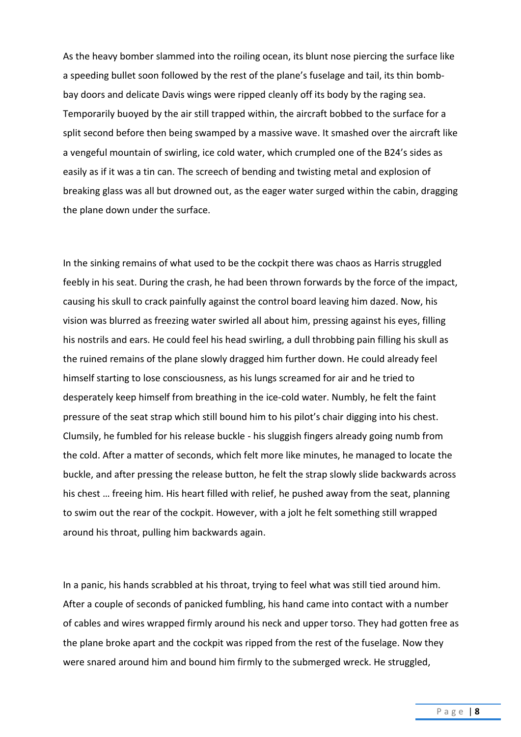As the heavy bomber slammed into the roiling ocean, its blunt nose piercing the surface like a speeding bullet soon followed by the rest of the plane's fuselage and tail, its thin bomb-bay doors and delicate Davis wings were ripped cleanly off its body by the raging sea. Temporarily buoyed by the air still trapped within, the aircraft bobbed to the surface for a split second before then being swamped by a massive wave. It smashed over the aircraft like a vengeful mountain of swirling, ice cold water, which crumpled one of the B24's sides as easily as if it was a tin can. The screech of bending and twisting metal and explosion of breaking glass was all but drowned out, as the eager water surged within the cabin, dragging the plane down under the surface.

In the sinking remains of what used to be the cockpit there was chaos as Harris struggled feebly in his seat. During the crash, he had been thrown forwards by the force of the impact, causing his skull to crack painfully against the control board leaving him dazed. Now, his vision was blurred as freezing water swirled all about him, pressing against his eyes, filling his nostrils and ears. He could feel his head swirling, a dull throbbing pain filling his skull as the ruined remains of the plane slowly dragged him further down. He could already feel himself starting to lose consciousness, as his lungs screamed for air and he tried to desperately keep himself from breathing in the ice-cold water. Numbly, he felt the faint pressure of the seat strap which still bound him to his pilot's chair digging into his chest. Clumsily, he fumbled for his release buckle - his sluggish fingers already going numb from the cold. After a matter of seconds, which felt more like minutes, he managed to locate the buckle, and after pressing the release button, he felt the strap slowly slide backwards across his chest … freeing him. His heart filled with relief, he pushed away from the seat, planning to swim out the rear of the cockpit. However, with a jolt he felt something still wrapped around his throat, pulling him backwards again.

In a panic, his hands scrabbled at his throat, trying to feel what was still tied around him. After a couple of seconds of panicked fumbling, his hand came into contact with a number of cables and wires wrapped firmly around his neck and upper torso. They had gotten free as the plane broke apart and the cockpit was ripped from the rest of the fuselage. Now they were snared around him and bound him firmly to the submerged wreck. He struggled,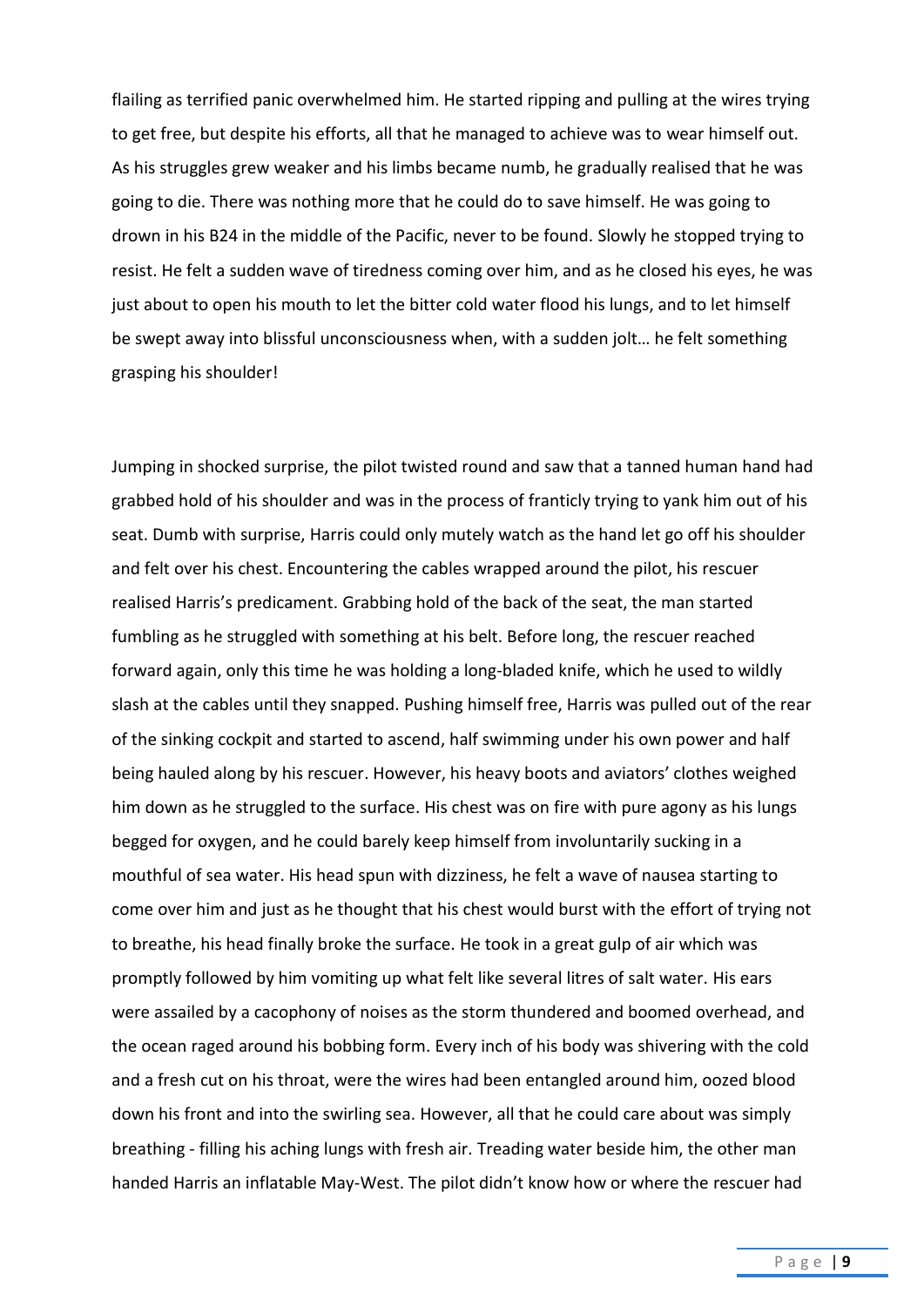flailing as terrified panic overwhelmed him. He started ripping and pulling at the wires trying to get free, but despite his efforts, all that he managed to achieve was to wear himself out. As his struggles grew weaker and his limbs became numb, he gradually realised that he was going to die. There was nothing more that he could do to save himself. He was going to drown in his B24 in the middle of the Pacific, never to be found. Slowly he stopped trying to resist. He felt a sudden wave of tiredness coming over him, and as he closed his eyes, he was just about to open his mouth to let the bitter cold water flood his lungs, and to let himself be swept away into blissful unconsciousness when, with a sudden jolt… he felt something grasping his shoulder!

Jumping in shocked surprise, the pilot twisted round and saw that a tanned human hand had grabbed hold of his shoulder and was in the process of franticly trying to yank him out of his seat. Dumb with surprise, Harris could only mutely watch as the hand let go off his shoulder and felt over his chest. Encountering the cables wrapped around the pilot, his rescuer realised Harris's predicament. Grabbing hold of the back of the seat, the man started fumbling as he struggled with something at his belt. Before long, the rescuer reached forward again, only this time he was holding a long-bladed knife, which he used to wildly slash at the cables until they snapped. Pushing himself free, Harris was pulled out of the rear of the sinking cockpit and started to ascend, half swimming under his own power and half being hauled along by his rescuer. However, his heavy boots and aviators' clothes weighed him down as he struggled to the surface. His chest was on fire with pure agony as his lungs begged for oxygen, and he could barely keep himself from involuntarily sucking in a mouthful of sea water. His head spun with dizziness, he felt a wave of nausea starting to come over him and just as he thought that his chest would burst with the effort of trying not to breathe, his head finally broke the surface. He took in a great gulp of air which was promptly followed by him vomiting up what felt like several litres of salt water. His ears were assailed by a cacophony of noises as the storm thundered and boomed overhead, and the ocean raged around his bobbing form. Every inch of his body was shivering with the cold and a fresh cut on his throat, were the wires had been entangled around him, oozed blood down his front and into the swirling sea. However, all that he could care about was simply breathing - filling his aching lungs with fresh air. Treading water beside him, the other man handed Harris an inflatable May-West. The pilot didn't know how or where the rescuer had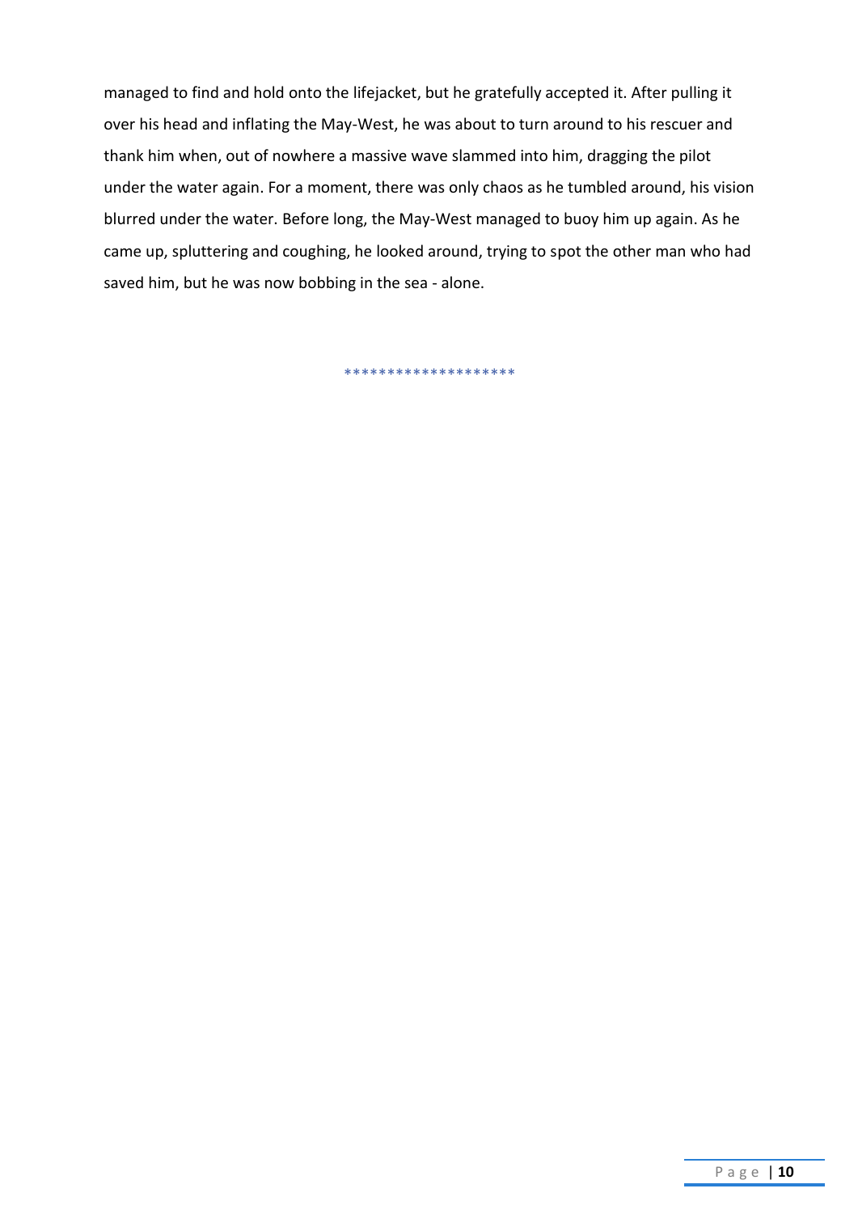managed to find and hold onto the lifejacket, but he gratefully accepted it. After pulling it over his head and inflating the May-West, he was about to turn around to his rescuer and thank him when, out of nowhere a massive wave slammed into him, dragging the pilot under the water again. For a moment, there was only chaos as he tumbled around, his vision blurred under the water. Before long, the May-West managed to buoy him up again. As he came up, spluttering and coughing, he looked around, trying to spot the other man who had saved him, but he was now bobbing in the sea - alone.

********************